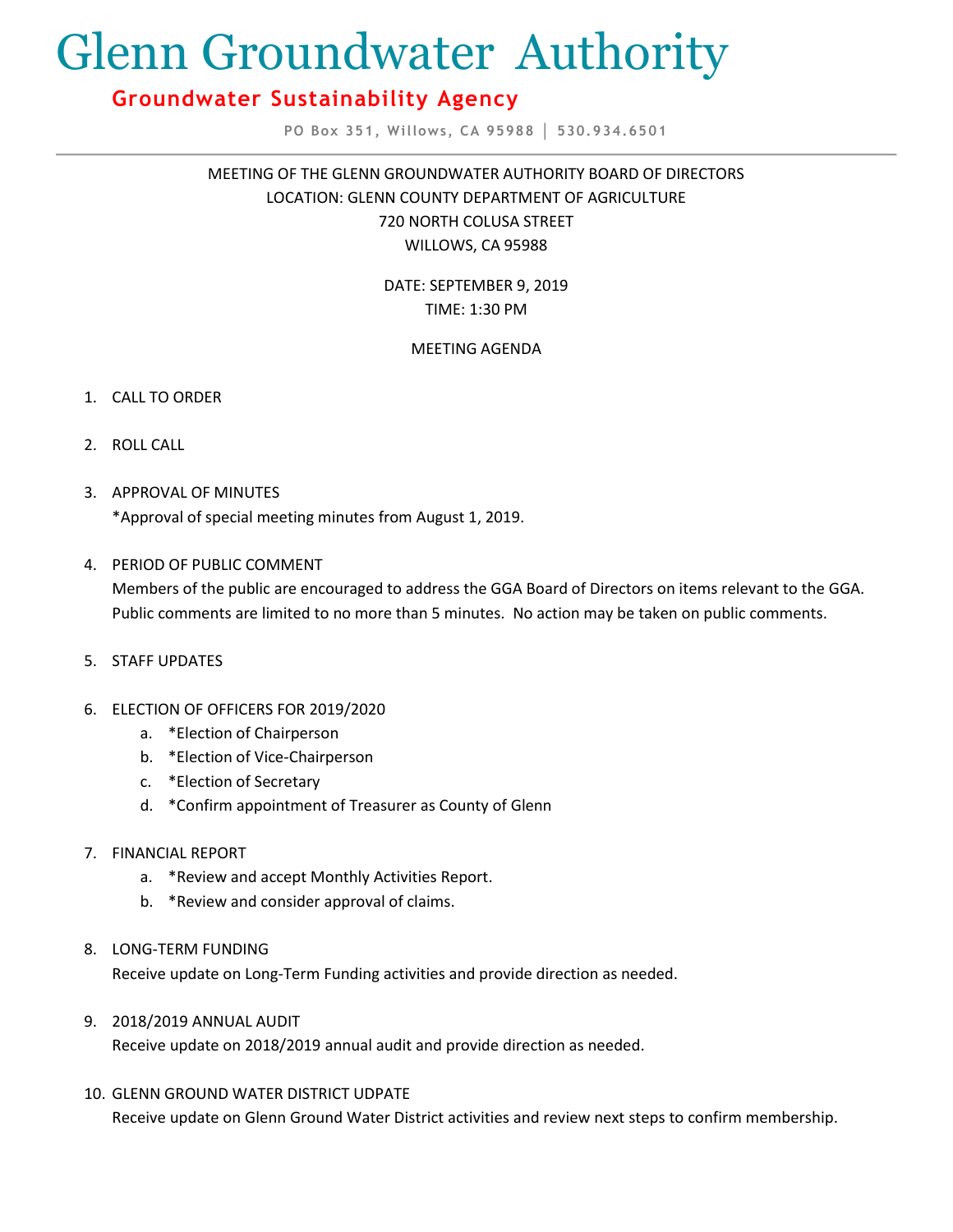# Glenn Groundwater Authority

## Groundwater Sustainability Agency

PO Box 351, Willows, CA 95988 | 530.934.6501

MEETING OF THE GLENN GROUNDWATER AUTHORITY BOARD OF DIRECTORS
LOCATION: GLENN COUNTY DEPARTMENT OF AGRICULTURE
720 NORTH COLUSA STREET
WILLOWS, CA 95988

DATE: SEPTEMBER 9, 2019
TIME: 1:30 PM

MEETING AGENDA

1. CALL TO ORDER

2. ROLL CALL

3. APPROVAL OF MINUTES
   *Approval of special meeting minutes from August 1, 2019.

4. PERIOD OF PUBLIC COMMENT
   Members of the public are encouraged to address the GGA Board of Directors on items relevant to the GGA. Public comments are limited to no more than 5 minutes. No action may be taken on public comments.

5. STAFF UPDATES

6. ELECTION OF OFFICERS FOR 2019/2020
   a. *Election of Chairperson
   b. *Election of Vice-Chairperson
   c. *Election of Secretary
   d. *Confirm appointment of Treasurer as County of Glenn

7. FINANCIAL REPORT
   a. *Review and accept Monthly Activities Report.
   b. *Review and consider approval of claims.

8. LONG-TERM FUNDING
   Receive update on Long-Term Funding activities and provide direction as needed.

9. 2018/2019 ANNUAL AUDIT
   Receive update on 2018/2019 annual audit and provide direction as needed.

10. GLENN GROUND WATER DISTRICT UDPATE
    Receive update on Glenn Ground Water District activities and review next steps to confirm membership.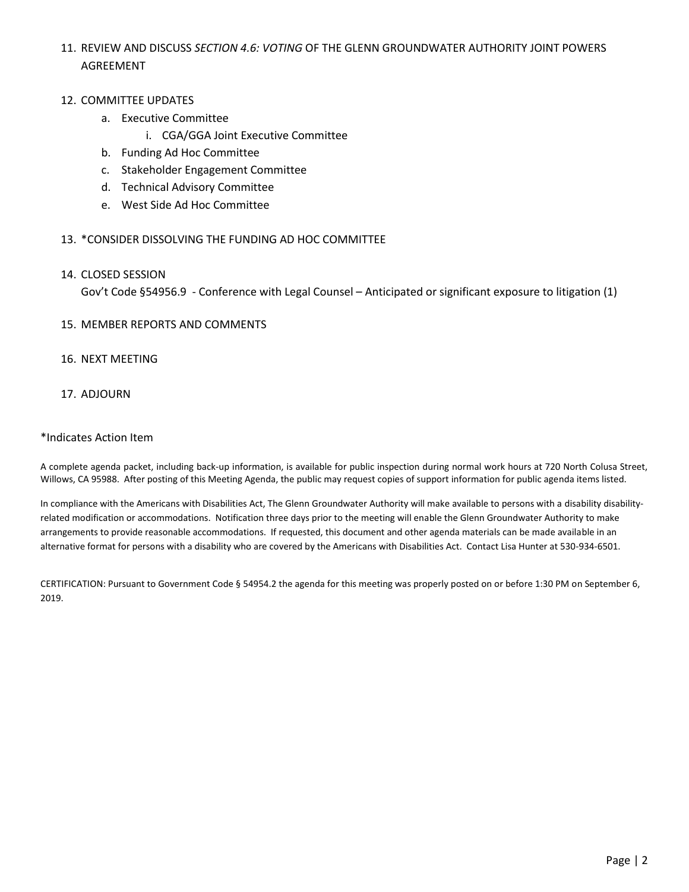11. REVIEW AND DISCUSS *SECTION 4.6: VOTING* OF THE GLENN GROUNDWATER AUTHORITY JOINT POWERS AGREEMENT

12. COMMITTEE UPDATES
    a. Executive Committee
        i. CGA/GGA Joint Executive Committee
    b. Funding Ad Hoc Committee
    c. Stakeholder Engagement Committee
    d. Technical Advisory Committee
    e. West Side Ad Hoc Committee

13. *CONSIDER DISSOLVING THE FUNDING AD HOC COMMITTEE

14. CLOSED SESSION
    Gov't Code §54956.9 - Conference with Legal Counsel – Anticipated or significant exposure to litigation (1)

15. MEMBER REPORTS AND COMMENTS

16. NEXT MEETING

17. ADJOURN

*Indicates Action Item

A complete agenda packet, including back-up information, is available for public inspection during normal work hours at 720 North Colusa Street, Willows, CA 95988. After posting of this Meeting Agenda, the public may request copies of support information for public agenda items listed.

In compliance with the Americans with Disabilities Act, The Glenn Groundwater Authority will make available to persons with a disability disability-related modification or accommodations. Notification three days prior to the meeting will enable the Glenn Groundwater Authority to make arrangements to provide reasonable accommodations. If requested, this document and other agenda materials can be made available in an alternative format for persons with a disability who are covered by the Americans with Disabilities Act. Contact Lisa Hunter at 530-934-6501.

CERTIFICATION: Pursuant to Government Code § 54954.2 the agenda for this meeting was properly posted on or before 1:30 PM on September 6, 2019.